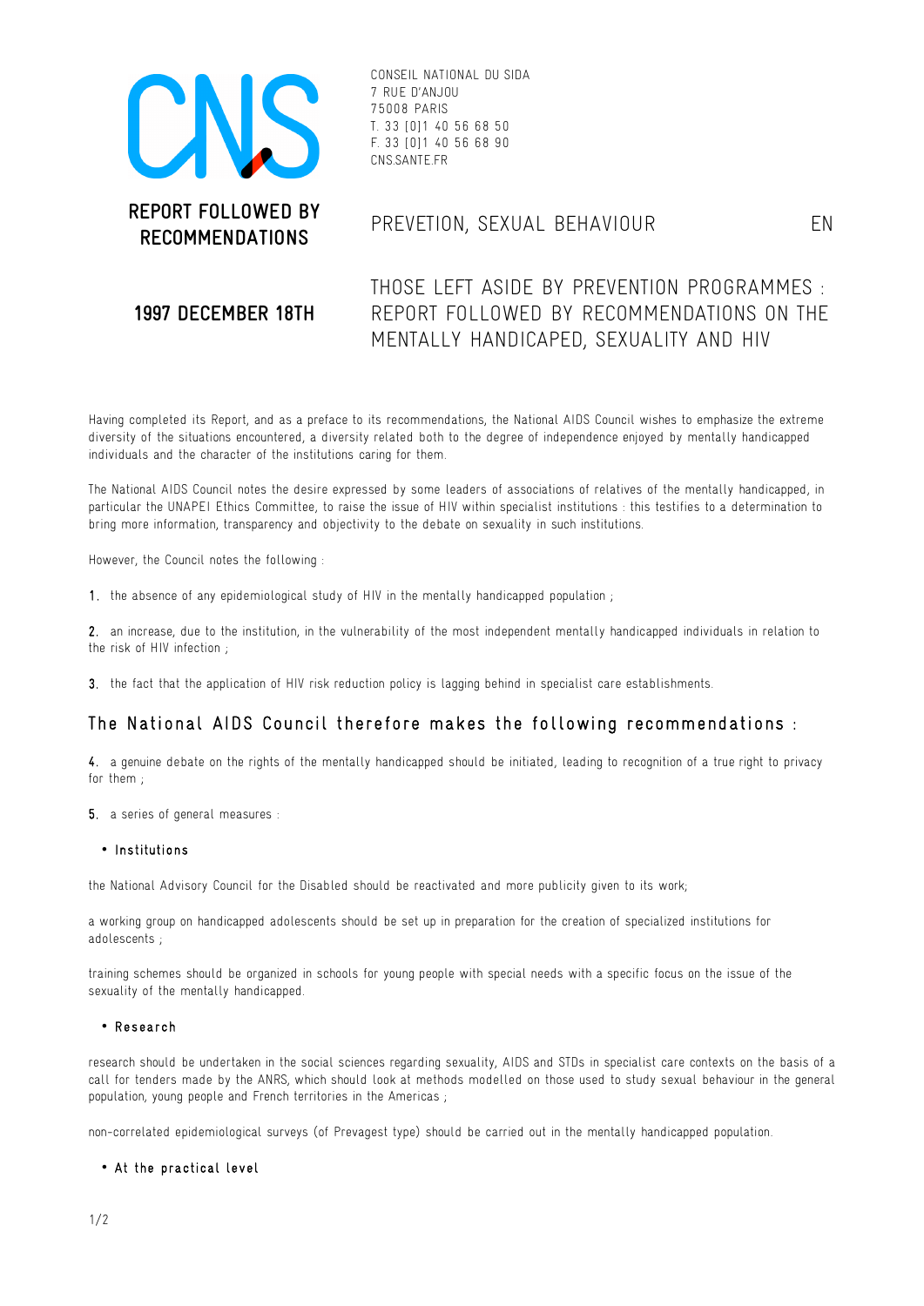CONSEIL NATIONAL DU SIDA
7 RUE D'ANJOU
75008 PARIS
T. 33 [0]1 40 56 68 50
F. 33 [0]1 40 56 68 90
CNS.SANTE.FR

**REPORT FOLLOWED BY RECOMMENDATIONS**

PREVETION, SEXUAL BEHAVIOUR

EN

**1997 DECEMBER 18TH**

# THOSE LEFT ASIDE BY PREVENTION PROGRAMMES : REPORT FOLLOWED BY RECOMMENDATIONS ON THE MENTALLY HANDICAPED, SEXUALITY AND HIV

Having completed its Report, and as a preface to its recommendations, the National AIDS Council wishes to emphasize the extreme diversity of the situations encountered, a diversity related both to the degree of independence enjoyed by mentally handicapped individuals and the character of the institutions caring for them.

The National AIDS Council notes the desire expressed by some leaders of associations of relatives of the mentally handicapped, in particular the UNAPEI Ethics Committee, to raise the issue of HIV within specialist institutions : this testifies to a determination to bring more information, transparency and objectivity to the debate on sexuality in such institutions.

However, the Council notes the following :

**1.** the absence of any epidemiological study of HIV in the mentally handicapped population ;

**2.** an increase, due to the institution, in the vulnerability of the most independent mentally handicapped individuals in relation to the risk of HIV infection ;

**3.** the fact that the application of HIV risk reduction policy is lagging behind in specialist care establishments.

## The National AIDS Council therefore makes the following recommendations :

**4.** a genuine debate on the rights of the mentally handicapped should be initiated, leading to recognition of a true right to privacy for them ;

**5.** a series of general measures :

- **Institutions**

the National Advisory Council for the Disabled should be reactivated and more publicity given to its work;

a working group on handicapped adolescents should be set up in preparation for the creation of specialized institutions for adolescents ;

training schemes should be organized in schools for young people with special needs with a specific focus on the issue of the sexuality of the mentally handicapped.

- **Research**

research should be undertaken in the social sciences regarding sexuality, AIDS and STDs in specialist care contexts on the basis of a call for tenders made by the ANRS, which should look at methods modelled on those used to study sexual behaviour in the general population, young people and French territories in the Americas ;

non-correlated epidemiological surveys (of Prevagest type) should be carried out in the mentally handicapped population.

- **At the practical level**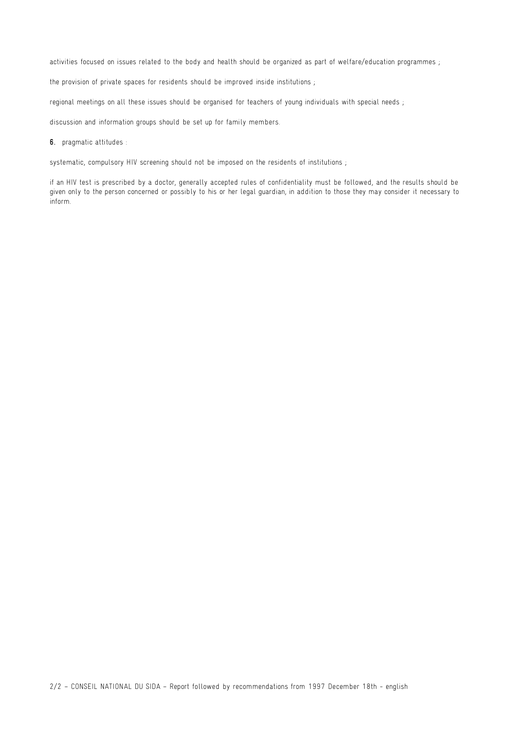activities focused on issues related to the body and health should be organized as part of welfare/education programmes ;

the provision of private spaces for residents should be improved inside institutions ;

regional meetings on all these issues should be organised for teachers of young individuals with special needs ;

discussion and information groups should be set up for family members.

**6.** pragmatic attitudes :

systematic, compulsory HIV screening should not be imposed on the residents of institutions ;

if an HIV test is prescribed by a doctor, generally accepted rules of confidentiality must be followed, and the results should be given only to the person concerned or possibly to his or her legal guardian, in addition to those they may consider it necessary to inform.